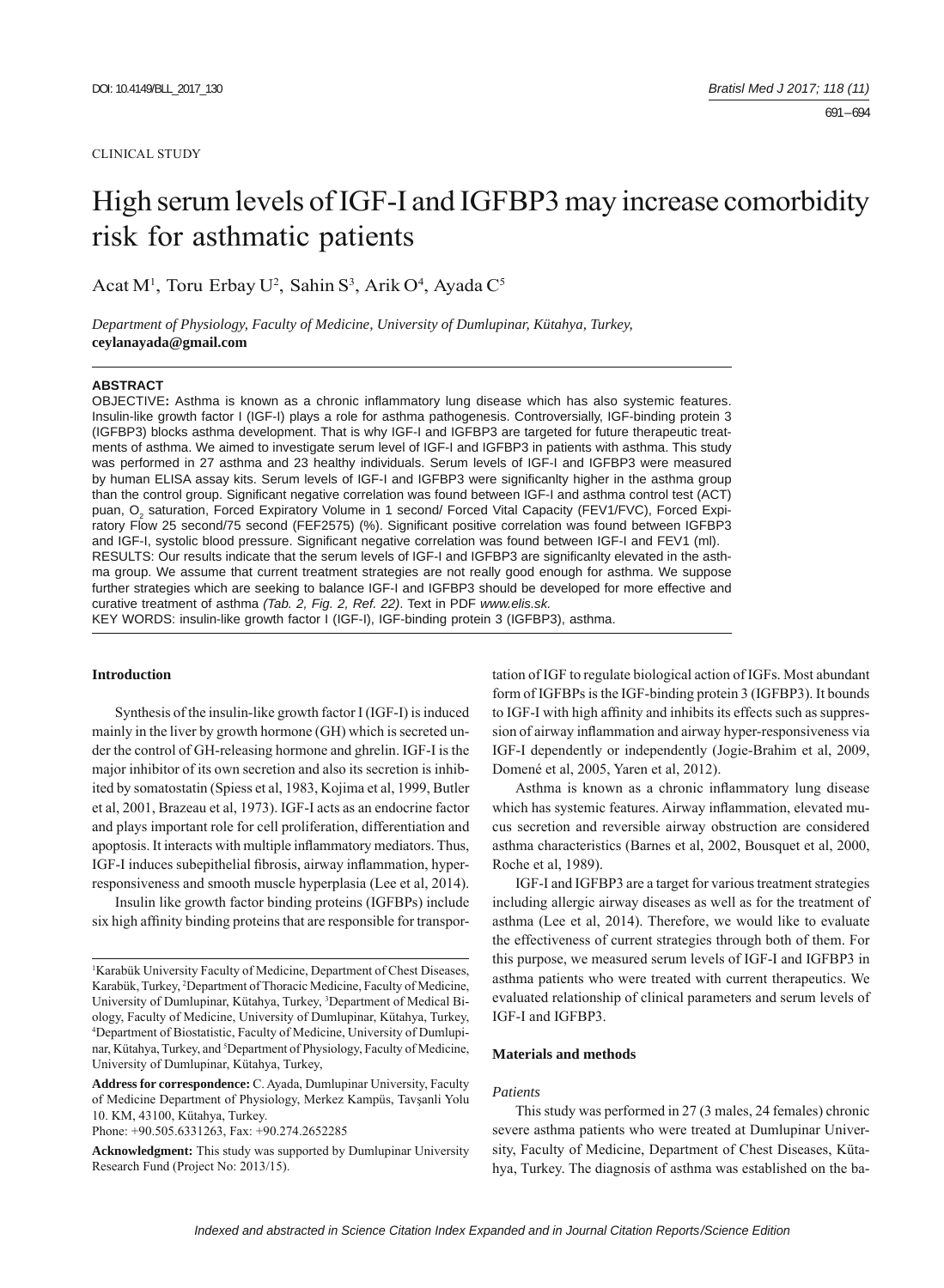CLINICAL STUDY

# High serum levels of IGF-I and IGFBP3 may increase comorbidity risk for asthmatic patients

Acat M[1], Toru Erbay U[2], Sahin S[3], Arik O[4], Ayada C[5]

*Department of Physiology, Faculty of Medicine, University of Dumlupinar, Kütahya, Turkey,*
**ceylanayada@gmail.com**

## ABSTRACT

OBJECTIVE**:** Asthma is known as a chronic inflammatory lung disease which has also systemic features. Insulin-like growth factor I (IGF-I) plays a role for asthma pathogenesis. Controversially, IGF-binding protein 3 (IGFBP3) blocks asthma development. That is why IGF-I and IGFBP3 are targeted for future therapeutic treatments of asthma. We aimed to investigate serum level of IGF-I and IGFBP3 in patients with asthma. This study was performed in 27 asthma and 23 healthy individuals. Serum levels of IGF-I and IGFBP3 were measured by human ELISA assay kits. Serum levels of IGF-I and IGFBP3 were significanlty higher in the asthma group than the control group. Significant negative correlation was found between IGF-I and asthma control test (ACT) puan, $O_2$ saturation, Forced Expiratory Volume in 1 second/ Forced Vital Capacity (FEV1/FVC), Forced Expiratory Flow 25 second/75 second (FEF2575) (%). Significant positive correlation was found between IGFBP3 and IGF-I, systolic blood pressure. Significant negative correlation was found between IGF-I and FEV1 (ml).
RESULTS: Our results indicate that the serum levels of IGF-I and IGFBP3 are significanlty elevated in the asthma group. We assume that current treatment strategies are not really good enough for asthma. We suppose further strategies which are seeking to balance IGF-I and IGFBP3 should be developed for more effective and curative treatment of asthma *(Tab. 2, Fig. 2, Ref. 22)*. Text in PDF *www.elis.sk.*
KEY WORDS: insulin-like growth factor I (IGF-I), IGF-binding protein 3 (IGFBP3), asthma.

## Introduction

Synthesis of the insulin-like growth factor I (IGF-I) is induced mainly in the liver by growth hormone (GH) which is secreted under the control of GH-releasing hormone and ghrelin. IGF-I is the major inhibitor of its own secretion and also its secretion is inhibited by somatostatin (Spiess et al, 1983, Kojima et al, 1999, Butler et al, 2001, Brazeau et al, 1973). IGF-I acts as an endocrine factor and plays important role for cell proliferation, differentiation and apoptosis. It interacts with multiple inflammatory mediators. Thus, IGF-I induces subepithelial fibrosis, airway inflammation, hyperresponsiveness and smooth muscle hyperplasia (Lee et al, 2014).

Insulin like growth factor binding proteins (IGFBPs) include six high affinity binding proteins that are responsible for transportation of IGF to regulate biological action of IGFs. Most abundant form of IGFBPs is the IGF-binding protein 3 (IGFBP3). It bounds to IGF-I with high affinity and inhibits its effects such as suppression of airway inflammation and airway hyper-responsiveness via IGF-I dependently or independently (Jogie-Brahim et al, 2009, Domené et al, 2005, Yaren et al, 2012).

Asthma is known as a chronic inflammatory lung disease which has systemic features. Airway inflammation, elevated mucus secretion and reversible airway obstruction are considered asthma characteristics (Barnes et al, 2002, Bousquet et al, 2000, Roche et al, 1989).

IGF-I and IGFBP3 are a target for various treatment strategies including allergic airway diseases as well as for the treatment of asthma (Lee et al, 2014). Therefore, we would like to evaluate the effectiveness of current strategies through both of them. For this purpose, we measured serum levels of IGF-I and IGFBP3 in asthma patients who were treated with current therapeutics. We evaluated relationship of clinical parameters and serum levels of IGF-I and IGFBP3.

## Materials and methods

### *Patients*

This study was performed in 27 (3 males, 24 females) chronic severe asthma patients who were treated at Dumlupinar University, Faculty of Medicine, Department of Chest Diseases, Kütahya, Turkey. The diagnosis of asthma was established on the ba-

---

[1]Karabük University Faculty of Medicine, Department of Chest Diseases, Karabük, Turkey, [2]Department of Thoracic Medicine, Faculty of Medicine, University of Dumlupinar, Kütahya, Turkey, [3]Department of Medical Biology, Faculty of Medicine, University of Dumlupinar, Kütahya, Turkey, [4]Department of Biostatistic, Faculty of Medicine, University of Dumlupinar, Kütahya, Turkey, and [5]Department of Physiology, Faculty of Medicine, University of Dumlupinar, Kütahya, Turkey,

**Address for correspondence:** C. Ayada, Dumlupinar University, Faculty of Medicine Department of Physiology, Merkez Kampüs, Tavşanli Yolu 10. KM, 43100, Kütahya, Turkey.
Phone: +90.505.6331263, Fax: +90.274.2652285

**Acknowledgment:** This study was supported by Dumlupinar University Research Fund (Project No: 2013/15).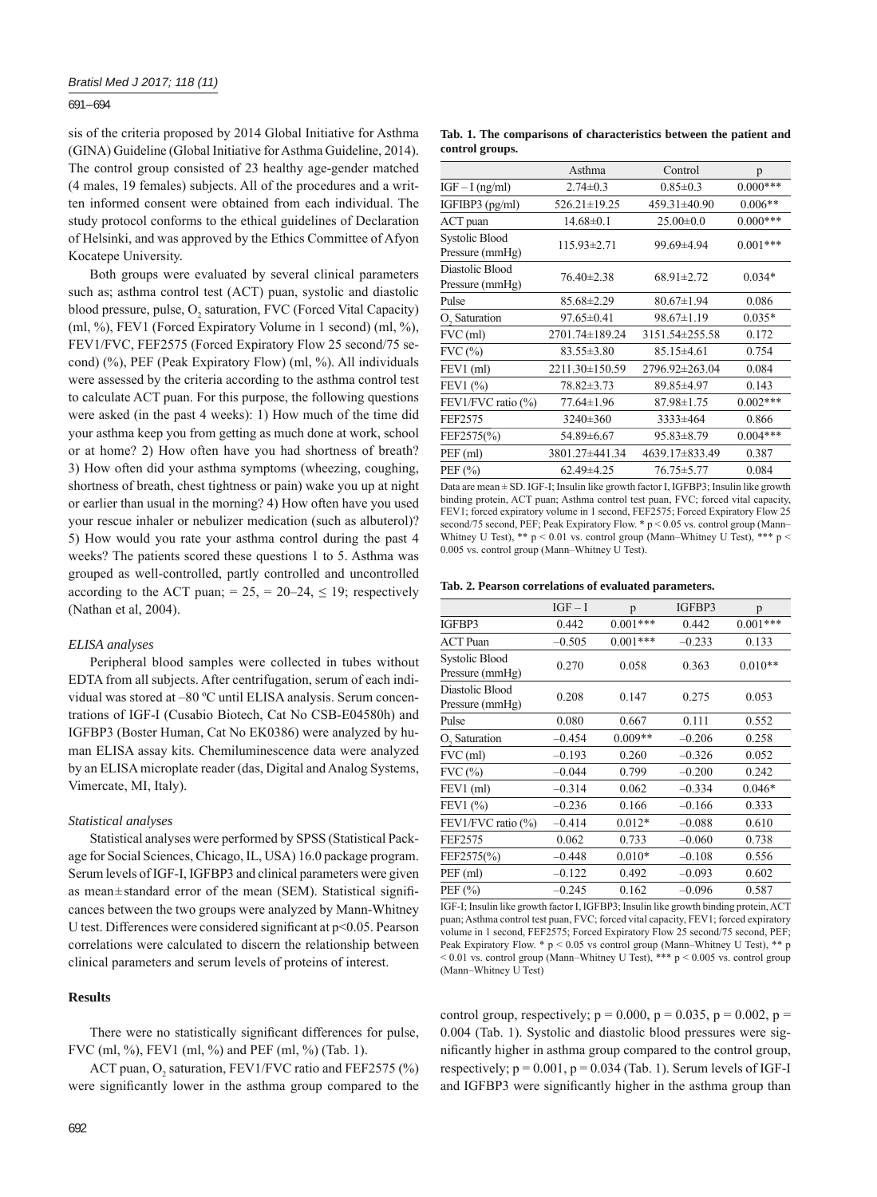sis of the criteria proposed by 2014 Global Initiative for Asthma (GINA) Guideline (Global Initiative for Asthma Guideline, 2014). The control group consisted of 23 healthy age-gender matched (4 males, 19 females) subjects. All of the procedures and a written informed consent were obtained from each individual. The study protocol conforms to the ethical guidelines of Declaration of Helsinki, and was approved by the Ethics Committee of Afyon Kocatepe University.

Both groups were evaluated by several clinical parameters such as; asthma control test (ACT) puan, systolic and diastolic blood pressure, pulse, $O_2$ saturation, FVC (Forced Vital Capacity) (ml, %), FEV1 (Forced Expiratory Volume in 1 second) (ml, %), FEV1/FVC, FEF2575 (Forced Expiratory Flow 25 second/75 second), PEF (Peak Expiratory Flow) (ml, %). All individuals were assessed by the criteria according to the asthma control test to calculate ACT puan. For this purpose, the following questions were asked (in the past 4 weeks): 1) How much of the time did your asthma keep you from getting as much done at work, school or at home? 2) How often have you had shortness of breath? 3) How often did your asthma symptoms (wheezing, coughing, shortness of breath, chest tightness or pain) wake you up at night or earlier than usual in the morning? 4) How often have you used your rescue inhaler or nebulizer medication (such as albuterol)? 5) How would you rate your asthma control during the past 4 weeks? The patients scored these questions 1 to 5. Asthma was grouped as well-controlled, partly controlled and uncontrolled according to the ACT puan; = 25, = 20–24, ≤ 19; respectively (Nathan et al, 2004).

*ELISA analyses*

Peripheral blood samples were collected in tubes without EDTA from all subjects. After centrifugation, serum of each individual was stored at –80 ºC until ELISA analysis. Serum concentrations of IGF-I (Cusabio Biotech, Cat No CSB-E04580h) and IGFBP3 (Boster Human, Cat No EK0386) were analyzed by human ELISA assay kits. Chemiluminescence data were analyzed by an ELISA microplate reader (das, Digital and Analog Systems, Vimercate, MI, Italy).

*Statistical analyses*

Statistical analyses were performed by SPSS (Statistical Package for Social Sciences, Chicago, IL, USA) 16.0 package program. Serum levels of IGF-I, IGFBP3 and clinical parameters were given as mean±standard error of the mean (SEM). Statistical significances between the two groups were analyzed by Mann-Whitney U test. Differences were considered significant at $p<0.05$. Pearson correlations were calculated to discern the relationship between clinical parameters and serum levels of proteins of interest.

## Results

There were no statistically significant differences for pulse, FVC (ml, %), FEV1 (ml, %) and PEF (ml, %) (Tab. 1).

ACT puan, $O_2$ saturation, FEV1/FVC ratio and FEF2575 (%) were significantly lower in the asthma group compared to the control group, respectively; $p = 0.000$, $p = 0.035$, $p = 0.002$, $p = 0.004$ (Tab. 1). Systolic and diastolic blood pressures were significantly higher in asthma group compared to the control group, respectively; $p = 0.001$, $p = 0.034$ (Tab. 1). Serum levels of IGF-I and IGFBP3 were significantly higher in the asthma group than

**Tab. 1. The comparisons of characteristics between the patient and control groups.**

| | Asthma | Control | p |
|---|---|---|---|
| IGF – I (ng/ml) | 2.74±0.3 | 0.85±0.3 | 0.000*** |
| IGFIBP3 (pg/ml) | 526.21±19.25 | 459.31±40.90 | 0.006** |
| ACT puan | 14.68±0.1 | 25.00±0.0 | 0.000*** |
| Systolic Blood Pressure (mmHg) | 115.93±2.71 | 99.69±4.94 | 0.001*** |
| Diastolic Blood Pressure (mmHg) | 76.40±2.38 | 68.91±2.72 | 0.034* |
| Pulse | 85.68±2.29 | 80.67±1.94 | 0.086 |
| $O_2$ Saturation | 97.65±0.41 | 98.67±1.19 | 0.035* |
| FVC (ml) | 2701.74±189.24 | 3151.54±255.58 | 0.172 |
| FVC (%) | 83.55±3.80 | 85.15±4.61 | 0.754 |
| FEV1 (ml) | 2211.30±150.59 | 2796.92±263.04 | 0.084 |
| FEV1 (%) | 78.82±3.73 | 89.85±4.97 | 0.143 |
| FEV1/FVC ratio (%) | 77.64±1.96 | 87.98±1.75 | 0.002*** |
| FEF2575 | 3240±360 | 3333±464 | 0.866 |
| FEF2575(%) | 54.89±6.67 | 95.83±8.79 | 0.004*** |
| PEF (ml) | 3801.27±441.34 | 4639.17±833.49 | 0.387 |
| PEF (%) | 62.49±4.25 | 76.75±5.77 | 0.084 |

Data are mean ± SD. IGF-I; Insulin like growth factor I, IGFBP3; Insulin like growth binding protein, ACT puan; Asthma control test puan, FVC; forced vital capacity, FEV1; forced expiratory volume in 1 second, FEF2575; Forced Expiratory Flow 25 second/75 second, PEF; Peak Expiratory Flow. * $p < 0.05$ vs. control group (Mann–Whitney U Test), ** $p < 0.01$ vs. control group (Mann–Whitney U Test), *** $p < 0.005$ vs. control group (Mann–Whitney U Test).

**Tab. 2. Pearson correlations of evaluated parameters.**

| | IGF – I | p | IGFBP3 | p |
|---|---|---|---|---|
| IGFBP3 | 0.442 | 0.001*** | 0.442 | 0.001*** |
| ACT Puan | –0.505 | 0.001*** | –0.233 | 0.133 |
| Systolic Blood Pressure (mmHg) | 0.270 | 0.058 | 0.363 | 0.010** |
| Diastolic Blood Pressure (mmHg) | 0.208 | 0.147 | 0.275 | 0.053 |
| Pulse | 0.080 | 0.667 | 0.111 | 0.552 |
| $O_2$ Saturation | –0.454 | 0.009** | –0.206 | 0.258 |
| FVC (ml) | –0.193 | 0.260 | –0.326 | 0.052 |
| FVC (%) | –0.044 | 0.799 | –0.200 | 0.242 |
| FEV1 (ml) | –0.314 | 0.062 | –0.334 | 0.046* |
| FEV1 (%) | –0.236 | 0.166 | –0.166 | 0.333 |
| FEV1/FVC ratio (%) | –0.414 | 0.012* | –0.088 | 0.610 |
| FEF2575 | 0.062 | 0.733 | –0.060 | 0.738 |
| FEF2575(%) | –0.448 | 0.010* | –0.108 | 0.556 |
| PEF (ml) | –0.122 | 0.492 | –0.093 | 0.602 |
| PEF (%) | –0.245 | 0.162 | –0.096 | 0.587 |

IGF-I; Insulin like growth factor I, IGFBP3; Insulin like growth binding protein, ACT puan; Asthma control test puan, FVC; forced vital capacity, FEV1; forced expiratory volume in 1 second, FEF2575; Forced Expiratory Flow 25 second/75 second, PEF; Peak Expiratory Flow. * $p < 0.05$ vs control group (Mann–Whitney U Test), ** $p < 0.01$ vs. control group (Mann–Whitney U Test), *** $p < 0.005$ vs. control group (Mann–Whitney U Test)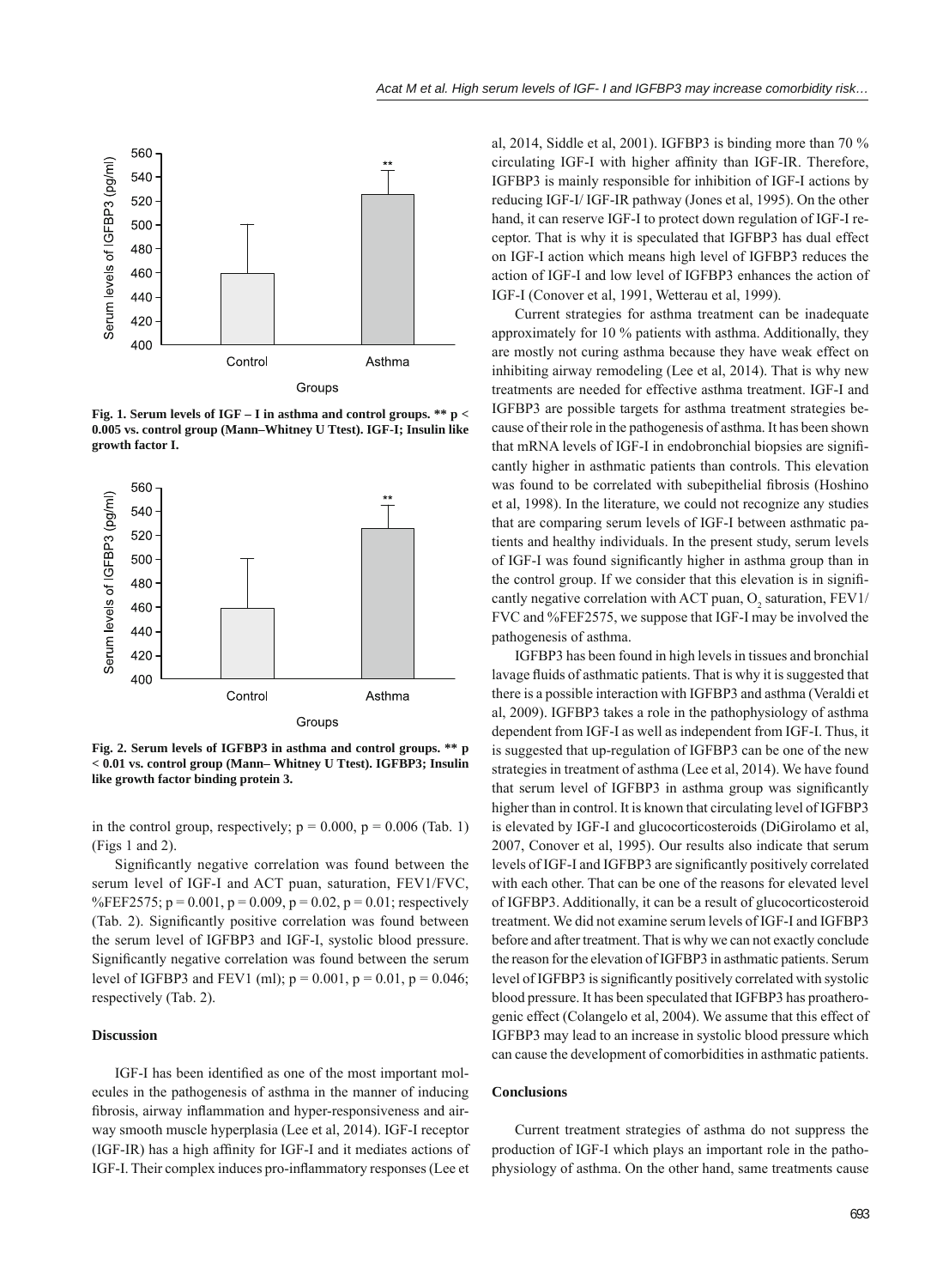Fig. 1. Serum levels of IGF – I in asthma and control groups. ** p < 0.005 vs. control group (Mann–Whitney U Ttest). IGF-I; Insulin like growth factor I.

Fig. 2. Serum levels of IGFBP3 in asthma and control groups. ** p < 0.01 vs. control group (Mann– Whitney U Ttest). IGFBP3; Insulin like growth factor binding protein 3.

in the control group, respectively; p = 0.000, p = 0.006 (Tab. 1) (Figs 1 and 2).

Significantly negative correlation was found between the serum level of IGF-I and ACT puan, saturation, FEV1/FVC, %FEF2575; p = 0.001, p = 0.009, p = 0.02, p = 0.01; respectively (Tab. 2). Significantly positive correlation was found between the serum level of IGFBP3 and IGF-I, systolic blood pressure. Significantly negative correlation was found between the serum level of IGFBP3 and FEV1 (ml); p = 0.001, p = 0.01, p = 0.046; respectively (Tab. 2).

## Discussion

IGF-I has been identified as one of the most important molecules in the pathogenesis of asthma in the manner of inducing fibrosis, airway inflammation and hyper-responsiveness and airway smooth muscle hyperplasia (Lee et al, 2014). IGF-I receptor (IGF-IR) has a high affinity for IGF-I and it mediates actions of IGF-I. Their complex induces pro-inflammatory responses (Lee et al, 2014, Siddle et al, 2001). IGFBP3 is binding more than 70 % circulating IGF-I with higher affinity than IGF-IR. Therefore, IGFBP3 is mainly responsible for inhibition of IGF-I actions by reducing IGF-I/ IGF-IR pathway (Jones et al, 1995). On the other hand, it can reserve IGF-I to protect down regulation of IGF-I receptor. That is why it is speculated that IGFBP3 has dual effect on IGF-I action which means high level of IGFBP3 reduces the action of IGF-I and low level of IGFBP3 enhances the action of IGF-I (Conover et al, 1991, Wetterau et al, 1999).

Current strategies for asthma treatment can be inadequate approximately for 10 % patients with asthma. Additionally, they are mostly not curing asthma because they have weak effect on inhibiting airway remodeling (Lee et al, 2014). That is why new treatments are needed for effective asthma treatment. IGF-I and IGFBP3 are possible targets for asthma treatment strategies because of their role in the pathogenesis of asthma. It has been shown that mRNA levels of IGF-I in endobronchial biopsies are significantly higher in asthmatic patients than controls. This elevation was found to be correlated with subepithelial fibrosis (Hoshino et al, 1998). In the literature, we could not recognize any studies that are comparing serum levels of IGF-I between asthmatic patients and healthy individuals. In the present study, serum levels of IGF-I was found significantly higher in asthma group than in the control group. If we consider that this elevation is in significantly negative correlation with ACT puan, $O_2$ saturation, FEV1/FVC and %FEF2575, we suppose that IGF-I may be involved the pathogenesis of asthma.

IGFBP3 has been found in high levels in tissues and bronchial lavage fluids of asthmatic patients. That is why it is suggested that there is a possible interaction with IGFBP3 and asthma (Veraldi et al, 2009). IGFBP3 takes a role in the pathophysiology of asthma dependent from IGF-I as well as independent from IGF-I. Thus, it is suggested that up-regulation of IGFBP3 can be one of the new strategies in treatment of asthma (Lee et al, 2014). We have found that serum level of IGFBP3 in asthma group was significantly higher than in control. It is known that circulating level of IGFBP3 is elevated by IGF-I and glucocorticosteroids (DiGirolamo et al, 2007, Conover et al, 1995). Our results also indicate that serum levels of IGF-I and IGFBP3 are significantly positively correlated with each other. That can be one of the reasons for elevated level of IGFBP3. Additionally, it can be a result of glucocorticosteroid treatment. We did not examine serum levels of IGF-I and IGFBP3 before and after treatment. That is why we can not exactly conclude the reason for the elevation of IGFBP3 in asthmatic patients. Serum level of IGFBP3 is significantly positively correlated with systolic blood pressure. It has been speculated that IGFBP3 has proatherogenic effect (Colangelo et al, 2004). We assume that this effect of IGFBP3 may lead to an increase in systolic blood pressure which can cause the development of comorbidities in asthmatic patients.

## Conclusions

Current treatment strategies of asthma do not suppress the production of IGF-I which plays an important role in the pathophysiology of asthma. On the other hand, same treatments cause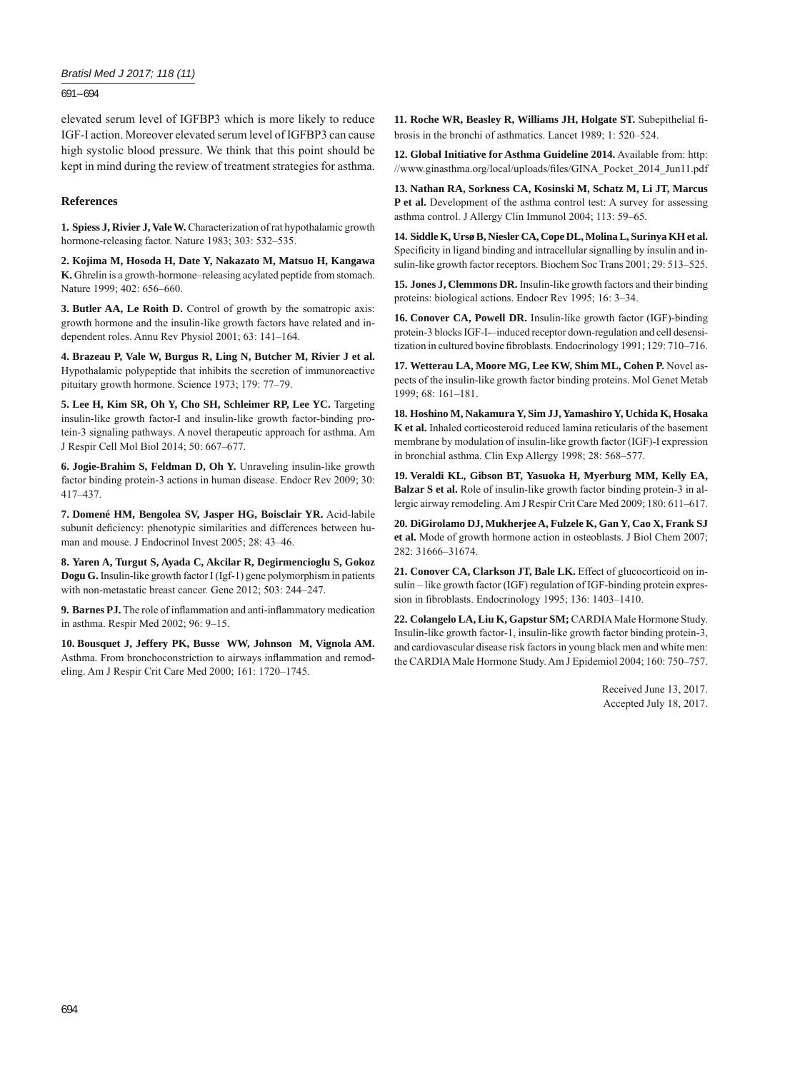elevated serum level of IGFBP3 which is more likely to reduce IGF-I action. Moreover elevated serum level of IGFBP3 can cause high systolic blood pressure. We think that this point should be kept in mind during the review of treatment strategies for asthma.

## References

**1. Spiess J, Rivier J, Vale W.** Characterization of rat hypothalamic growth hormone-releasing factor. Nature 1983; 303: 532–535.

**2. Kojima M, Hosoda H, Date Y, Nakazato M, Matsuo H, Kangawa K.** Ghrelin is a growth-hormone–releasing acylated peptide from stomach. Nature 1999; 402: 656–660.

**3. Butler AA, Le Roith D.** Control of growth by the somatropic axis: growth hormone and the insulin-like growth factors have related and independent roles. Annu Rev Physiol 2001; 63: 141–164.

**4. Brazeau P, Vale W, Burgus R, Ling N, Butcher M, Rivier J et al.** Hypothalamic polypeptide that inhibits the secretion of immunoreactive pituitary growth hormone. Science 1973; 179: 77–79.

**5. Lee H, Kim SR, Oh Y, Cho SH, Schleimer RP, Lee YC.** Targeting insulin-like growth factor-I and insulin-like growth factor-binding protein-3 signaling pathways. A novel therapeutic approach for asthma. Am J Respir Cell Mol Biol 2014; 50: 667–677.

**6. Jogie-Brahim S, Feldman D, Oh Y.** Unraveling insulin-like growth factor binding protein-3 actions in human disease. Endocr Rev 2009; 30: 417–437.

**7. Domené HM, Bengolea SV, Jasper HG, Boisclair YR.** Acid-labile subunit deficiency: phenotypic similarities and differences between human and mouse. J Endocrinol Invest 2005; 28: 43–46.

**8. Yaren A, Turgut S, Ayada C, Akcilar R, Degirmencioglu S, Gokoz Dogu G.** Insulin-like growth factor I (Igf-1) gene polymorphism in patients with non-metastatic breast cancer. Gene 2012; 503: 244–247.

**9. Barnes PJ.** The role of inflammation and anti-inflammatory medication in asthma. Respir Med 2002; 96: 9–15.

**10. Bousquet J, Jeffery PK, Busse WW, Johnson M, Vignola AM.** Asthma. From bronchoconstriction to airways inflammation and remodeling. Am J Respir Crit Care Med 2000; 161: 1720–1745.

**11. Roche WR, Beasley R, Williams JH, Holgate ST.** Subepithelial fibrosis in the bronchi of asthmatics. Lancet 1989; 1: 520–524.

**12. Global Initiative for Asthma Guideline 2014.** Available from: http://www.ginasthma.org/local/uploads/files/GINA_Pocket_2014_Jun11.pdf

**13. Nathan RA, Sorkness CA, Kosinski M, Schatz M, Li JT, Marcus P et al.** Development of the asthma control test: A survey for assessing asthma control. J Allergy Clin Immunol 2004; 113: 59–65.

**14. Siddle K, Ursø B, Niesler CA, Cope DL, Molina L, Surinya KH et al.** Specificity in ligand binding and intracellular signalling by insulin and insulin-like growth factor receptors. Biochem Soc Trans 2001; 29: 513–525.

**15. Jones J, Clemmons DR.** Insulin-like growth factors and their binding proteins: biological actions. Endocr Rev 1995; 16: 3–34.

**16. Conover CA, Powell DR.** Insulin-like growth factor (IGF)-binding protein-3 blocks IGF-I–induced receptor down-regulation and cell desensitization in cultured bovine fibroblasts. Endocrinology 1991; 129: 710–716.

**17. Wetterau LA, Moore MG, Lee KW, Shim ML, Cohen P.** Novel aspects of the insulin-like growth factor binding proteins. Mol Genet Metab 1999; 68: 161–181.

**18. Hoshino M, Nakamura Y, Sim JJ, Yamashiro Y, Uchida K, Hosaka K et al.** Inhaled corticosteroid reduced lamina reticularis of the basement membrane by modulation of insulin-like growth factor (IGF)-I expression in bronchial asthma. Clin Exp Allergy 1998; 28: 568–577.

**19. Veraldi KL, Gibson BT, Yasuoka H, Myerburg MM, Kelly EA, Balzar S et al.** Role of insulin-like growth factor binding protein-3 in allergic airway remodeling. Am J Respir Crit Care Med 2009; 180: 611–617.

**20. DiGirolamo DJ, Mukherjee A, Fulzele K, Gan Y, Cao X, Frank SJ et al.** Mode of growth hormone action in osteoblasts. J Biol Chem 2007; 282: 31666–31674.

**21. Conover CA, Clarkson JT, Bale LK.** Effect of glucocorticoid on insulin – like growth factor (IGF) regulation of IGF-binding protein expression in fibroblasts. Endocrinology 1995; 136: 1403–1410.

**22. Colangelo LA, Liu K, Gapstur SM;** CARDIA Male Hormone Study. Insulin-like growth factor-1, insulin-like growth factor binding protein-3, and cardiovascular disease risk factors in young black men and white men: the CARDIA Male Hormone Study. Am J Epidemiol 2004; 160: 750–757.

Received June 13, 2017.
Accepted July 18, 2017.